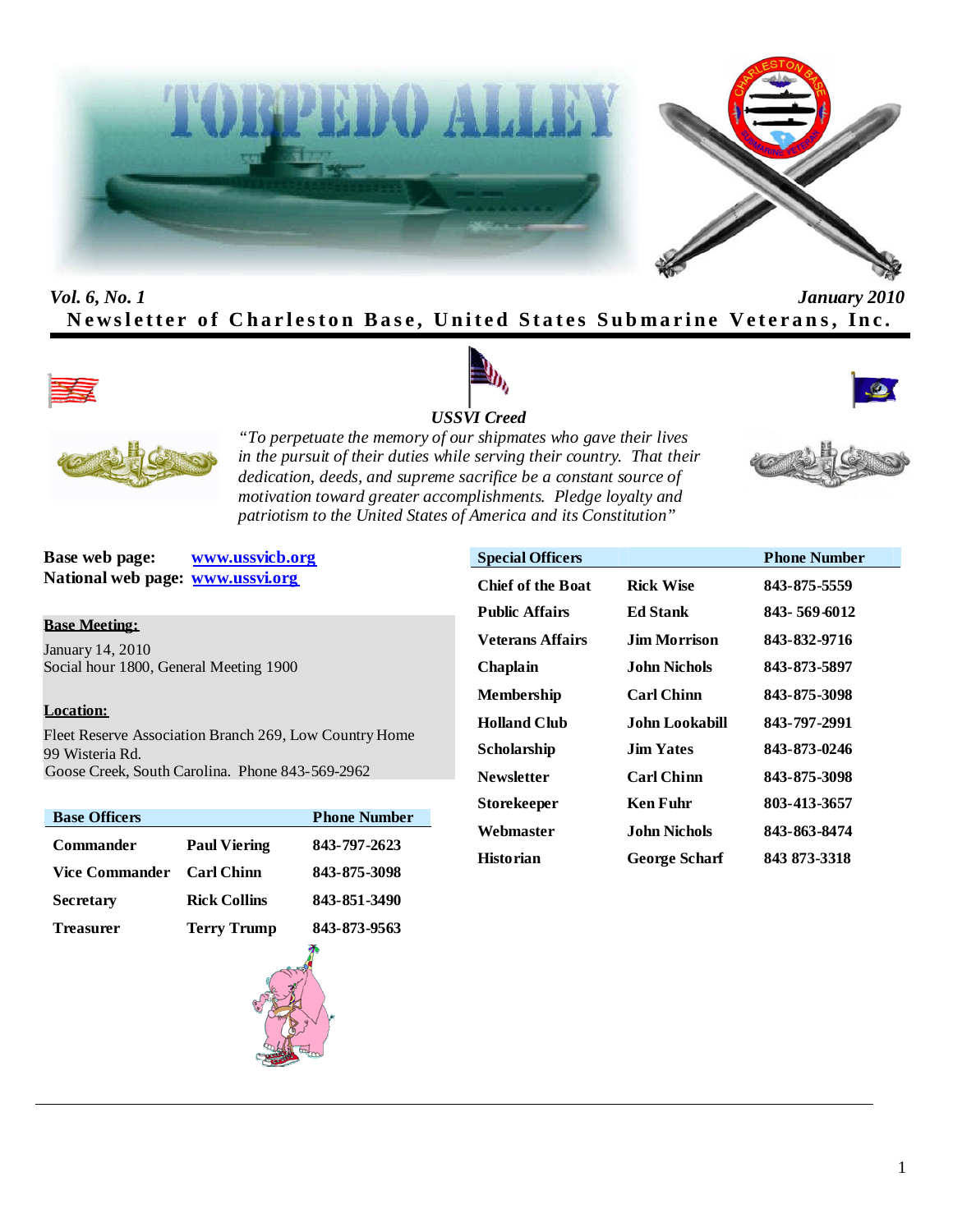# TORPEDO ALLEY

*Vol. 6, No. 1* *January 2010*

**Newsletter of Charleston Base, United States Submarine Veterans, Inc.**

***USSVI Creed***

*"To perpetuate the memory of our shipmates who gave their lives in the pursuit of their duties while serving their country. That their dedication, deeds, and supreme sacrifice be a constant source of motivation toward greater accomplishments. Pledge loyalty and patriotism to the United States of America and its Constitution"*

**Base web page:** www.ussvicb.org
**National web page:** www.ussvi.org

**Base Meeting:**

January 14, 2010
Social hour 1800, General Meeting 1900

**Location:**

Fleet Reserve Association Branch 269, Low Country Home
99 Wisteria Rd.
Goose Creek, South Carolina. Phone 843-569-2962

| Base Officers | | Phone Number |
|---|---|---|
| Commander | Paul Viering | 843-797-2623 |
| Vice Commander | Carl Chinn | 843-875-3098 |
| Secretary | Rick Collins | 843-851-3490 |
| Treasurer | Terry Trump | 843-873-9563 |

| Special Officers | | Phone Number |
|---|---|---|
| Chief of the Boat | Rick Wise | 843-875-5559 |
| Public Affairs | Ed Stank | 843- 569-6012 |
| Veterans Affairs | Jim Morrison | 843-832-9716 |
| Chaplain | John Nichols | 843-873-5897 |
| Membership | Carl Chinn | 843-875-3098 |
| Holland Club | John Lookabill | 843-797-2991 |
| Scholarship | Jim Yates | 843-873-0246 |
| Newsletter | Carl Chinn | 843-875-3098 |
| Storekeeper | Ken Fuhr | 803-413-3657 |
| Webmaster | John Nichols | 843-863-8474 |
| Historian | George Scharf | 843 873-3318 |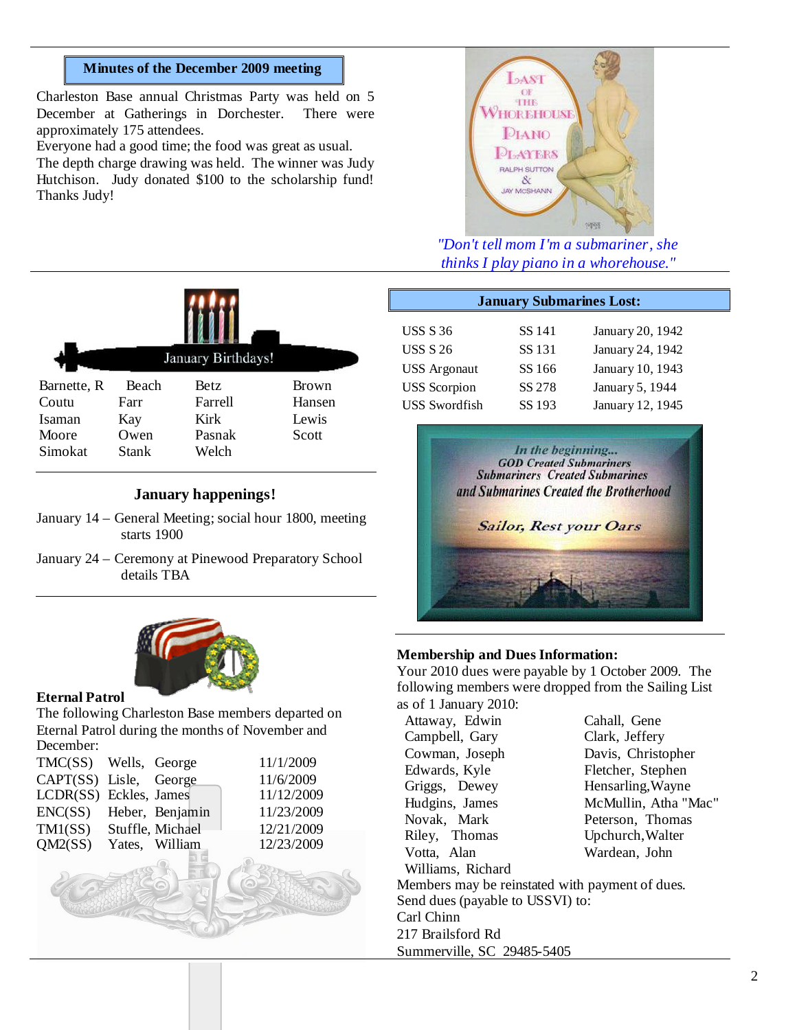## Minutes of the December 2009 meeting

Charleston Base annual Christmas Party was held on 5 December at Gatherings in Dorchester. There were approximately 175 attendees.
Everyone had a good time; the food was great as usual.
The depth charge drawing was held. The winner was Judy Hutchison. Judy donated $100 to the scholarship fund! Thanks Judy!

*"Don't tell mom I'm a submariner, she thinks I play piano in a whorehouse."*

## January Birthdays!

| | | | |
|---|---|---|---|
| Barnette, R | Beach | Betz | Brown |
| Coutu | Farr | Farrell | Hansen |
| Isaman | Kay | Kirk | Lewis |
| Moore | Owen | Pasnak | Scott |
| Simokat | Stank | Welch | |

## January happenings!

January 14 – General Meeting; social hour 1800, meeting starts 1900

January 24 – Ceremony at Pinewood Preparatory School details TBA

## Eternal Patrol

The following Charleston Base members departed on Eternal Patrol during the months of November and December:

| | | |
|---|---|---|
| TMC(SS) | Wells, George | 11/1/2009 |
| CAPT(SS) | Lisle, George | 11/6/2009 |
| LCDR(SS) | Eckles, James | 11/12/2009 |
| ENC(SS) | Heber, Benjamin | 11/23/2009 |
| TM1(SS) | Stuffle, Michael | 12/21/2009 |
| QM2(SS) | Yates, William | 12/23/2009 |

## January Submarines Lost:

| | | |
|---|---|---|
| USS S 36 | SS 141 | January 20, 1942 |
| USS S 26 | SS 131 | January 24, 1942 |
| USS Argonaut | SS 166 | January 10, 1943 |
| USS Scorpion | SS 278 | January 5, 1944 |
| USS Swordfish | SS 193 | January 12, 1945 |

In the beginning...
GOD Created Submariners
Submariners Created Submarines
and Submarines Created the Brotherhood

Sailor, Rest your Oars

## Membership and Dues Information:

Your 2010 dues were payable by 1 October 2009. The following members were dropped from the Sailing List as of 1 January 2010:

| | |
|---|---|
| Attaway, Edwin | Cahall, Gene |
| Campbell, Gary | Clark, Jeffery |
| Cowman, Joseph | Davis, Christopher |
| Edwards, Kyle | Fletcher, Stephen |
| Griggs, Dewey | Hensarling, Wayne |
| Hudgins, James | McMullin, Atha "Mac" |
| Novak, Mark | Peterson, Thomas |
| Riley, Thomas | Upchurch, Walter |
| Votta, Alan | Wardean, John |
| Williams, Richard | |

Members may be reinstated with payment of dues.
Send dues (payable to USSVI) to:
Carl Chinn
217 Brailsford Rd
Summerville, SC 29485-5405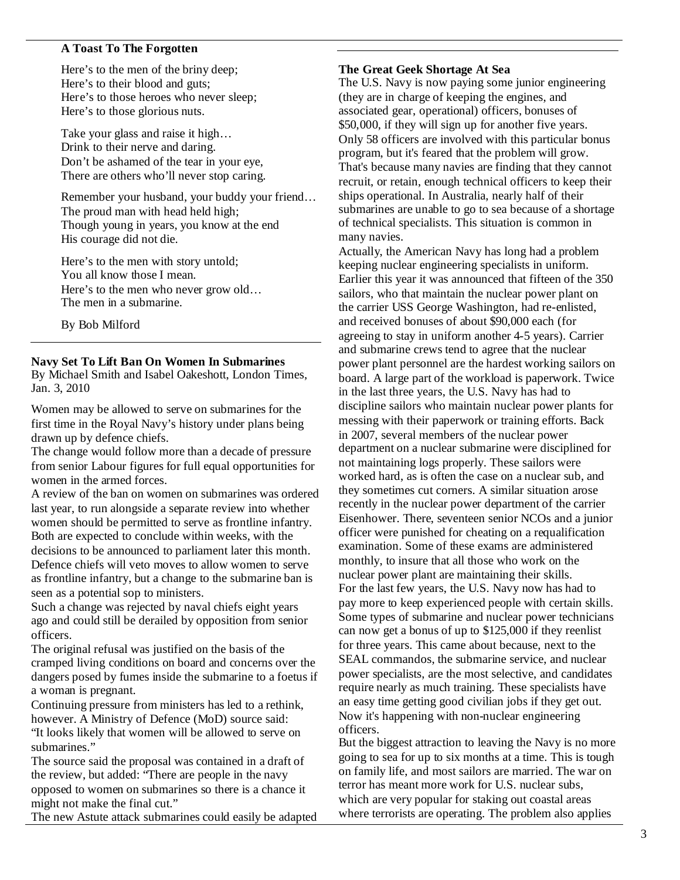### A Toast To The Forgotten

Here's to the men of the briny deep;
Here's to their blood and guts;
Here's to those heroes who never sleep;
Here's to those glorious nuts.

Take your glass and raise it high…
Drink to their nerve and daring.
Don't be ashamed of the tear in your eye,
There are others who'll never stop caring.

Remember your husband, your buddy your friend…
The proud man with head held high;
Though young in years, you know at the end
His courage did not die.

Here's to the men with story untold;
You all know those I mean.
Here's to the men who never grow old…
The men in a submarine.

By Bob Milford

---

### Navy Set To Lift Ban On Women In Submarines

By Michael Smith and Isabel Oakeshott, London Times, Jan. 3, 2010

Women may be allowed to serve on submarines for the first time in the Royal Navy's history under plans being drawn up by defence chiefs.

The change would follow more than a decade of pressure from senior Labour figures for full equal opportunities for women in the armed forces.

A review of the ban on women on submarines was ordered last year, to run alongside a separate review into whether women should be permitted to serve as frontline infantry. Both are expected to conclude within weeks, with the decisions to be announced to parliament later this month.

Defence chiefs will veto moves to allow women to serve as frontline infantry, but a change to the submarine ban is seen as a potential sop to ministers.

Such a change was rejected by naval chiefs eight years ago and could still be derailed by opposition from senior officers.

The original refusal was justified on the basis of the cramped living conditions on board and concerns over the dangers posed by fumes inside the submarine to a foetus if a woman is pregnant.

Continuing pressure from ministers has led to a rethink, however. A Ministry of Defence (MoD) source said: "It looks likely that women will be allowed to serve on submarines."

The source said the proposal was contained in a draft of the review, but added: "There are people in the navy opposed to women on submarines so there is a chance it might not make the final cut."

The new Astute attack submarines could easily be adapted

---

### The Great Geek Shortage At Sea

The U.S. Navy is now paying some junior engineering (they are in charge of keeping the engines, and associated gear, operational) officers, bonuses of $50,000, if they will sign up for another five years. Only 58 officers are involved with this particular bonus program, but it's feared that the problem will grow. That's because many navies are finding that they cannot recruit, or retain, enough technical officers to keep their ships operational. In Australia, nearly half of their submarines are unable to go to sea because of a shortage of technical specialists. This situation is common in many navies.

Actually, the American Navy has long had a problem keeping nuclear engineering specialists in uniform. Earlier this year it was announced that fifteen of the 350 sailors, who that maintain the nuclear power plant on the carrier USS George Washington, had re-enlisted, and received bonuses of about $90,000 each (for agreeing to stay in uniform another 4-5 years). Carrier and submarine crews tend to agree that the nuclear power plant personnel are the hardest working sailors on board. A large part of the workload is paperwork. Twice in the last three years, the U.S. Navy has had to discipline sailors who maintain nuclear power plants for messing with their paperwork or training efforts. Back in 2007, several members of the nuclear power department on a nuclear submarine were disciplined for not maintaining logs properly. These sailors were worked hard, as is often the case on a nuclear sub, and they sometimes cut corners. A similar situation arose recently in the nuclear power department of the carrier Eisenhower. There, seventeen senior NCOs and a junior officer were punished for cheating on a requalification examination. Some of these exams are administered monthly, to insure that all those who work on the nuclear power plant are maintaining their skills.

For the last few years, the U.S. Navy now has had to pay more to keep experienced people with certain skills. Some types of submarine and nuclear power technicians can now get a bonus of up to $125,000 if they reenlist for three years. This came about because, next to the SEAL commandos, the submarine service, and nuclear power specialists, are the most selective, and candidates require nearly as much training. These specialists have an easy time getting good civilian jobs if they get out. Now it's happening with non-nuclear engineering officers.

But the biggest attraction to leaving the Navy is no more going to sea for up to six months at a time. This is tough on family life, and most sailors are married. The war on terror has meant more work for U.S. nuclear subs, which are very popular for staking out coastal areas where terrorists are operating. The problem also applies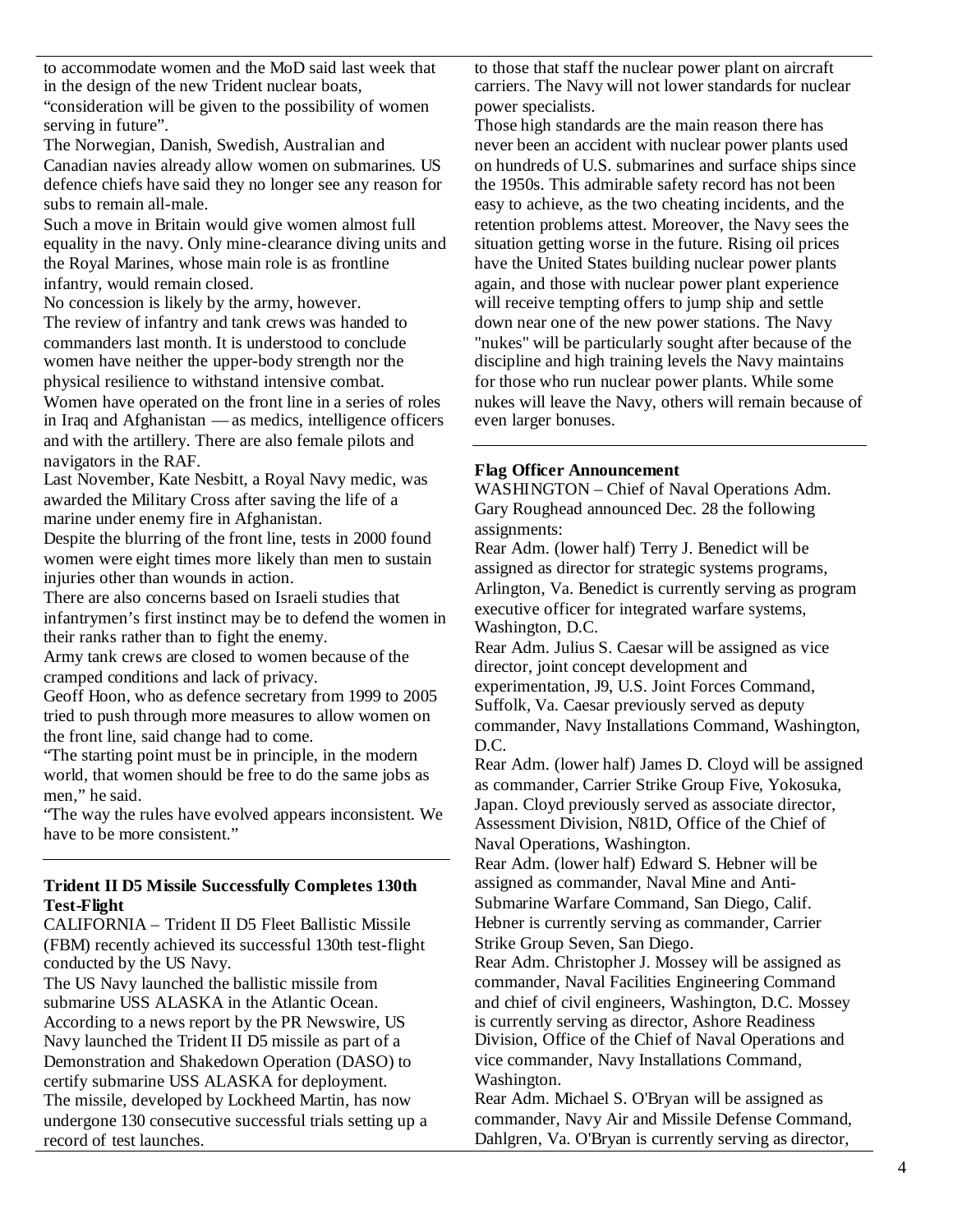to accommodate women and the MoD said last week that in the design of the new Trident nuclear boats, "consideration will be given to the possibility of women serving in future".

The Norwegian, Danish, Swedish, Australian and Canadian navies already allow women on submarines. US defence chiefs have said they no longer see any reason for subs to remain all-male.

Such a move in Britain would give women almost full equality in the navy. Only mine-clearance diving units and the Royal Marines, whose main role is as frontline infantry, would remain closed.

No concession is likely by the army, however.

The review of infantry and tank crews was handed to commanders last month. It is understood to conclude women have neither the upper-body strength nor the physical resilience to withstand intensive combat.

Women have operated on the front line in a series of roles in Iraq and Afghanistan — as medics, intelligence officers and with the artillery. There are also female pilots and navigators in the RAF.

Last November, Kate Nesbitt, a Royal Navy medic, was awarded the Military Cross after saving the life of a marine under enemy fire in Afghanistan.

Despite the blurring of the front line, tests in 2000 found women were eight times more likely than men to sustain injuries other than wounds in action.

There are also concerns based on Israeli studies that infantrymen's first instinct may be to defend the women in their ranks rather than to fight the enemy.

Army tank crews are closed to women because of the cramped conditions and lack of privacy.

Geoff Hoon, who as defence secretary from 1999 to 2005 tried to push through more measures to allow women on the front line, said change had to come.

"The starting point must be in principle, in the modern world, that women should be free to do the same jobs as men," he said.

"The way the rules have evolved appears inconsistent. We have to be more consistent."

---

### Trident II D5 Missile Successfully Completes 130th Test-Flight

CALIFORNIA – Trident II D5 Fleet Ballistic Missile (FBM) recently achieved its successful 130th test-flight conducted by the US Navy.

The US Navy launched the ballistic missile from submarine USS ALASKA in the Atlantic Ocean.

According to a news report by the PR Newswire, US Navy launched the Trident II D5 missile as part of a Demonstration and Shakedown Operation (DASO) to certify submarine USS ALASKA for deployment.

The missile, developed by Lockheed Martin, has now undergone 130 consecutive successful trials setting up a record of test launches.

to those that staff the nuclear power plant on aircraft carriers. The Navy will not lower standards for nuclear power specialists.

Those high standards are the main reason there has never been an accident with nuclear power plants used on hundreds of U.S. submarines and surface ships since the 1950s. This admirable safety record has not been easy to achieve, as the two cheating incidents, and the retention problems attest. Moreover, the Navy sees the situation getting worse in the future. Rising oil prices have the United States building nuclear power plants again, and those with nuclear power plant experience will receive tempting offers to jump ship and settle down near one of the new power stations. The Navy "nukes" will be particularly sought after because of the discipline and high training levels the Navy maintains for those who run nuclear power plants. While some nukes will leave the Navy, others will remain because of even larger bonuses.

---

### Flag Officer Announcement

WASHINGTON – Chief of Naval Operations Adm. Gary Roughead announced Dec. 28 the following assignments:

Rear Adm. (lower half) Terry J. Benedict will be assigned as director for strategic systems programs, Arlington, Va. Benedict is currently serving as program executive officer for integrated warfare systems, Washington, D.C.

Rear Adm. Julius S. Caesar will be assigned as vice director, joint concept development and experimentation, J9, U.S. Joint Forces Command, Suffolk, Va. Caesar previously served as deputy commander, Navy Installations Command, Washington, D.C.

Rear Adm. (lower half) James D. Cloyd will be assigned as commander, Carrier Strike Group Five, Yokosuka, Japan. Cloyd previously served as associate director, Assessment Division, N81D, Office of the Chief of Naval Operations, Washington.

Rear Adm. (lower half) Edward S. Hebner will be assigned as commander, Naval Mine and Anti-Submarine Warfare Command, San Diego, Calif. Hebner is currently serving as commander, Carrier Strike Group Seven, San Diego.

Rear Adm. Christopher J. Mossey will be assigned as commander, Naval Facilities Engineering Command and chief of civil engineers, Washington, D.C. Mossey is currently serving as director, Ashore Readiness Division, Office of the Chief of Naval Operations and vice commander, Navy Installations Command, Washington.

Rear Adm. Michael S. O'Bryan will be assigned as commander, Navy Air and Missile Defense Command, Dahlgren, Va. O'Bryan is currently serving as director,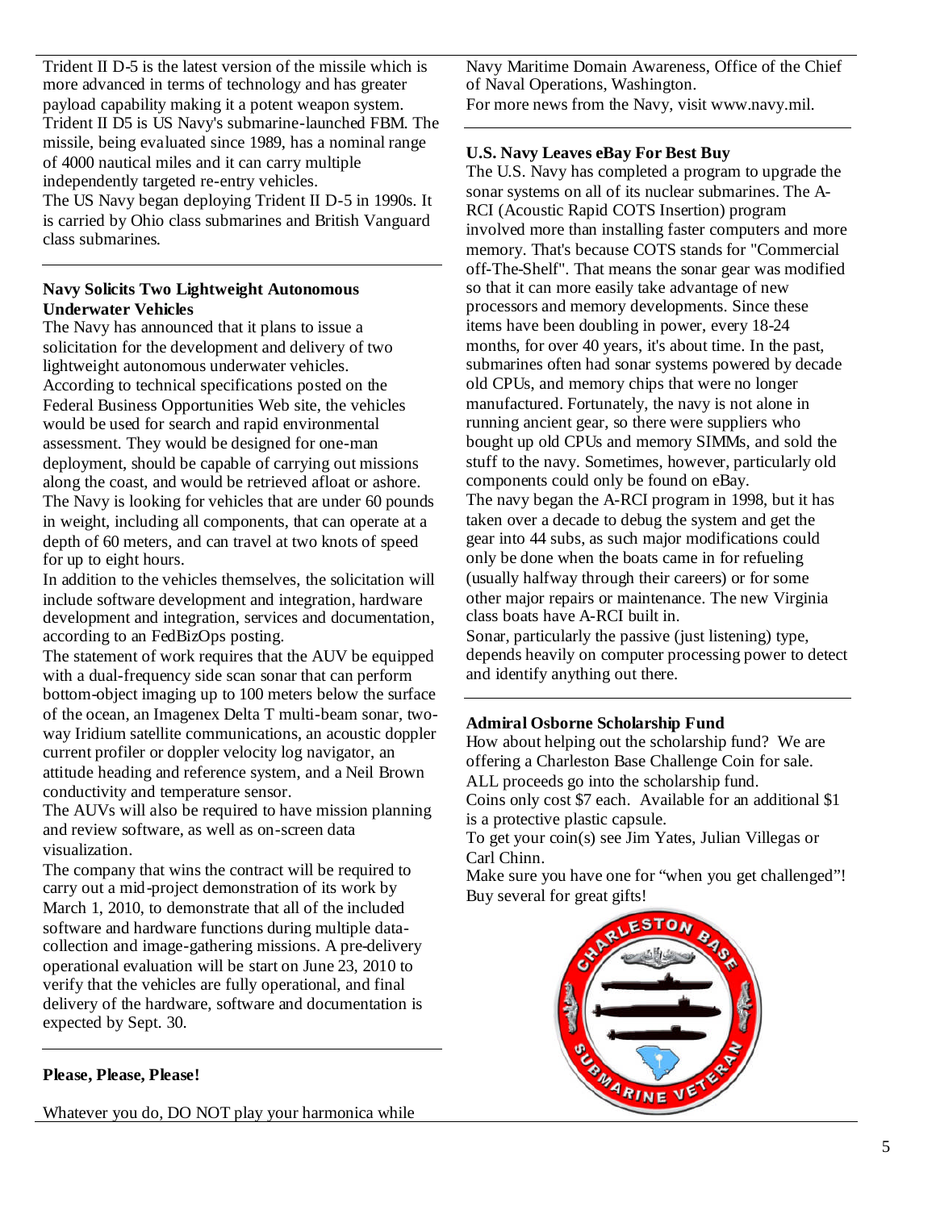Trident II D-5 is the latest version of the missile which is more advanced in terms of technology and has greater payload capability making it a potent weapon system. Trident II D5 is US Navy's submarine-launched FBM. The missile, being evaluated since 1989, has a nominal range of 4000 nautical miles and it can carry multiple independently targeted re-entry vehicles.
The US Navy began deploying Trident II D-5 in 1990s. It is carried by Ohio class submarines and British Vanguard class submarines.

---

**Navy Solicits Two Lightweight Autonomous Underwater Vehicles**

The Navy has announced that it plans to issue a solicitation for the development and delivery of two lightweight autonomous underwater vehicles.
According to technical specifications posted on the Federal Business Opportunities Web site, the vehicles would be used for search and rapid environmental assessment. They would be designed for one-man deployment, should be capable of carrying out missions along the coast, and would be retrieved afloat or ashore.
The Navy is looking for vehicles that are under 60 pounds in weight, including all components, that can operate at a depth of 60 meters, and can travel at two knots of speed for up to eight hours.
In addition to the vehicles themselves, the solicitation will include software development and integration, hardware development and integration, services and documentation, according to an FedBizOps posting.
The statement of work requires that the AUV be equipped with a dual-frequency side scan sonar that can perform bottom-object imaging up to 100 meters below the surface of the ocean, an Imagenex Delta T multi-beam sonar, two-way Iridium satellite communications, an acoustic doppler current profiler or doppler velocity log navigator, an attitude heading and reference system, and a Neil Brown conductivity and temperature sensor.
The AUVs will also be required to have mission planning and review software, as well as on-screen data visualization.
The company that wins the contract will be required to carry out a mid-project demonstration of its work by March 1, 2010, to demonstrate that all of the included software and hardware functions during multiple data-collection and image-gathering missions. A pre-delivery operational evaluation will be start on June 23, 2010 to verify that the vehicles are fully operational, and final delivery of the hardware, software and documentation is expected by Sept. 30.

---

**Please, Please, Please!**

Whatever you do, DO NOT play your harmonica while

Navy Maritime Domain Awareness, Office of the Chief of Naval Operations, Washington.
For more news from the Navy, visit www.navy.mil.

---

**U.S. Navy Leaves eBay For Best Buy**

The U.S. Navy has completed a program to upgrade the sonar systems on all of its nuclear submarines. The A-RCI (Acoustic Rapid COTS Insertion) program involved more than installing faster computers and more memory. That's because COTS stands for "Commercial off-The-Shelf". That means the sonar gear was modified so that it can more easily take advantage of new processors and memory developments. Since these items have been doubling in power, every 18-24 months, for over 40 years, it's about time. In the past, submarines often had sonar systems powered by decade old CPUs, and memory chips that were no longer manufactured. Fortunately, the navy is not alone in running ancient gear, so there were suppliers who bought up old CPUs and memory SIMMs, and sold the stuff to the navy. Sometimes, however, particularly old components could only be found on eBay.
The navy began the A-RCI program in 1998, but it has taken over a decade to debug the system and get the gear into 44 subs, as such major modifications could only be done when the boats came in for refueling (usually halfway through their careers) or for some other major repairs or maintenance. The new Virginia class boats have A-RCI built in.
Sonar, particularly the passive (just listening) type, depends heavily on computer processing power to detect and identify anything out there.

---

**Admiral Osborne Scholarship Fund**

How about helping out the scholarship fund? We are offering a Charleston Base Challenge Coin for sale. ALL proceeds go into the scholarship fund.
Coins only cost $7 each. Available for an additional $1 is a protective plastic capsule.
To get your coin(s) see Jim Yates, Julian Villegas or Carl Chinn.
Make sure you have one for "when you get challenged"!
Buy several for great gifts!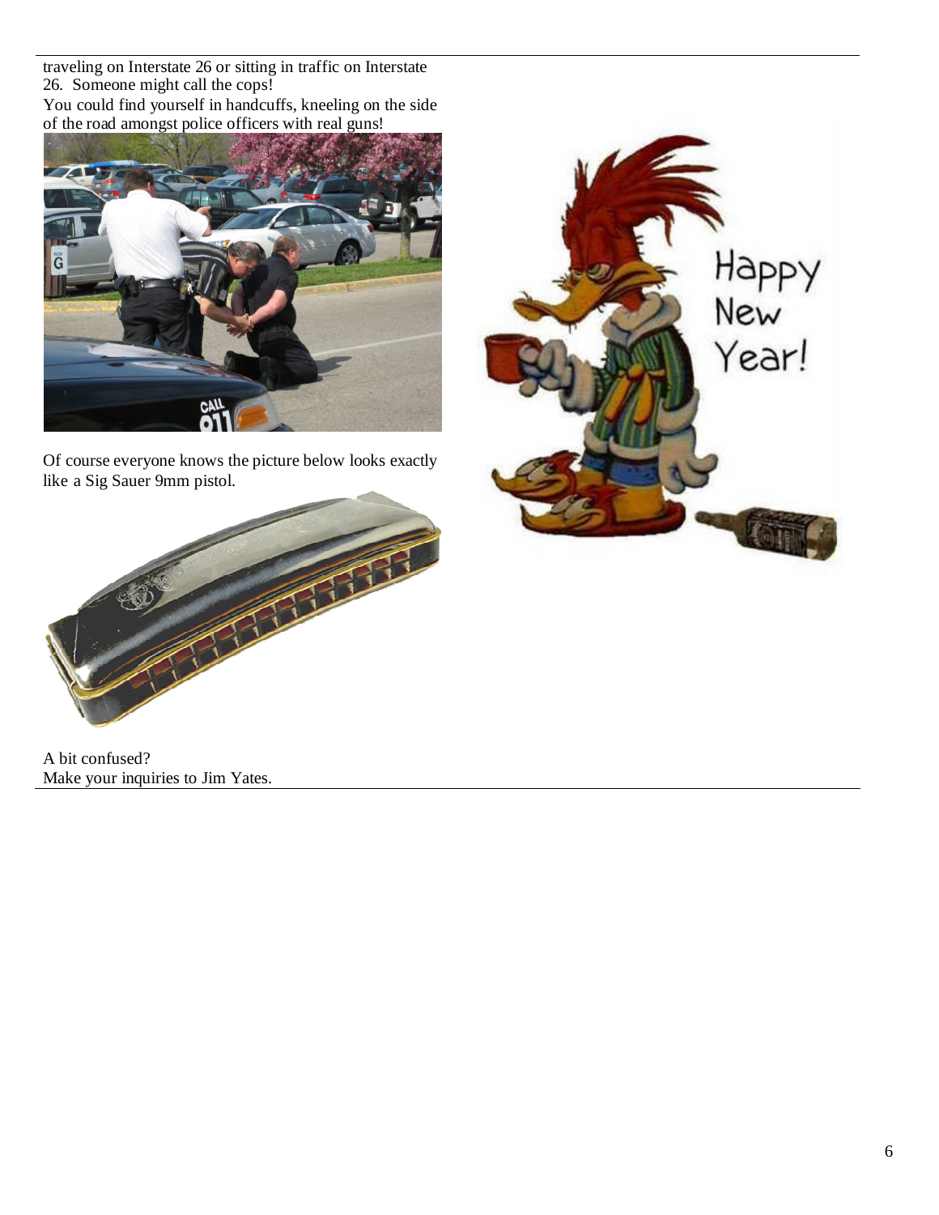traveling on Interstate 26 or sitting in traffic on Interstate 26. Someone might call the cops!

You could find yourself in handcuffs, kneeling on the side of the road amongst police officers with real guns!

Of course everyone knows the picture below looks exactly like a Sig Sauer 9mm pistol.

A bit confused?

Make your inquiries to Jim Yates.